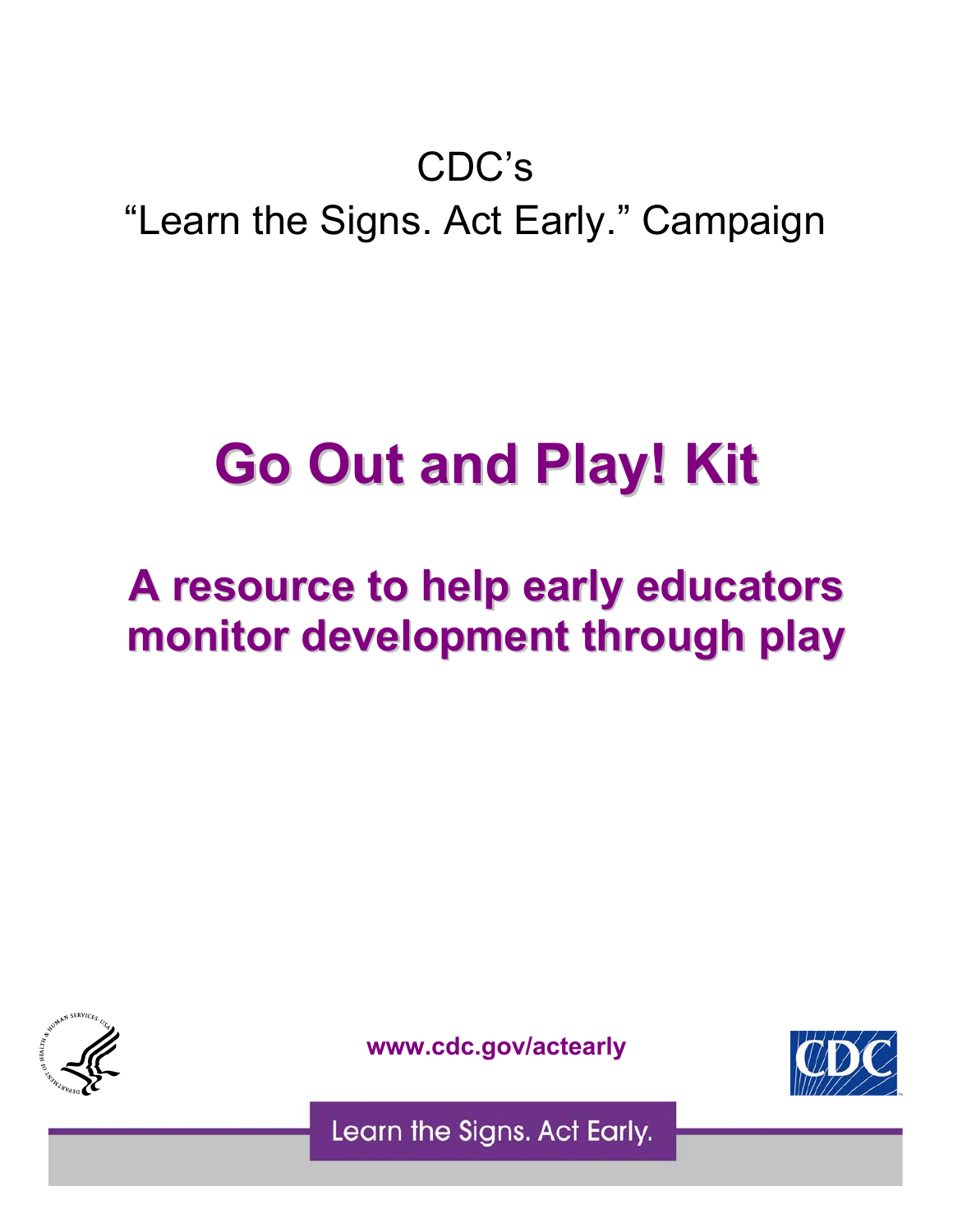CDC's

"Learn the Signs. Act Early." Campaign

# Go Out and Play! Kit

## A resource to help early educators monitor development through play

**www.cdc.gov/actearly**

Learn the Signs. Act Early.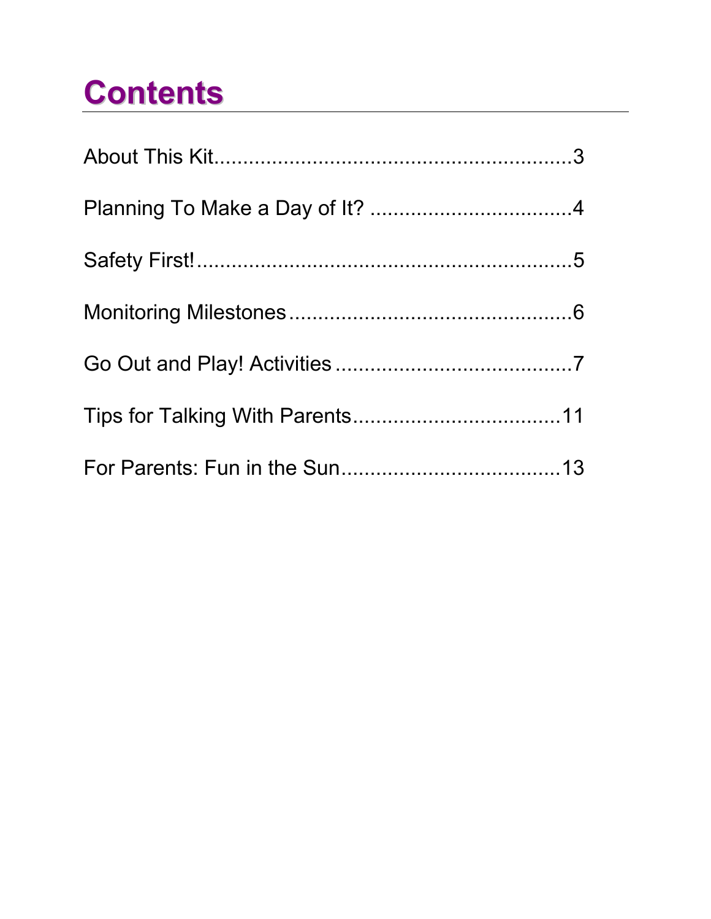# Contents

About This Kit............................................................3

Planning To Make a Day of It? ..................................4

Safety First!................................................................5

Monitoring Milestones ................................................6

Go Out and Play! Activities ........................................7

Tips for Talking With Parents...................................11

For Parents: Fun in the Sun.....................................13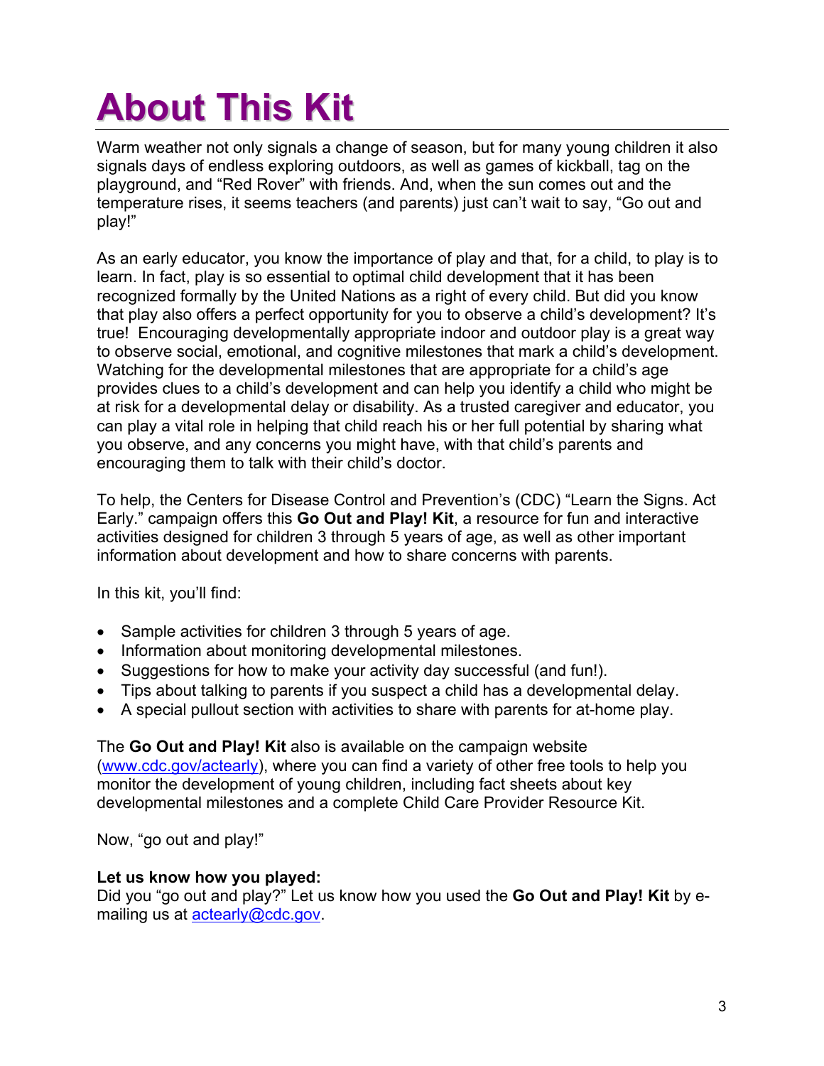# About This Kit

Warm weather not only signals a change of season, but for many young children it also signals days of endless exploring outdoors, as well as games of kickball, tag on the playground, and "Red Rover" with friends. And, when the sun comes out and the temperature rises, it seems teachers (and parents) just can't wait to say, "Go out and play!"

As an early educator, you know the importance of play and that, for a child, to play is to learn. In fact, play is so essential to optimal child development that it has been recognized formally by the United Nations as a right of every child. But did you know that play also offers a perfect opportunity for you to observe a child's development? It's true! Encouraging developmentally appropriate indoor and outdoor play is a great way to observe social, emotional, and cognitive milestones that mark a child's development. Watching for the developmental milestones that are appropriate for a child's age provides clues to a child's development and can help you identify a child who might be at risk for a developmental delay or disability. As a trusted caregiver and educator, you can play a vital role in helping that child reach his or her full potential by sharing what you observe, and any concerns you might have, with that child's parents and encouraging them to talk with their child's doctor.

To help, the Centers for Disease Control and Prevention's (CDC) "Learn the Signs. Act Early." campaign offers this **Go Out and Play! Kit**, a resource for fun and interactive activities designed for children 3 through 5 years of age, as well as other important information about development and how to share concerns with parents.

In this kit, you'll find:

- Sample activities for children 3 through 5 years of age.
- Information about monitoring developmental milestones.
- Suggestions for how to make your activity day successful (and fun!).
- Tips about talking to parents if you suspect a child has a developmental delay.
- A special pullout section with activities to share with parents for at-home play.

The **Go Out and Play! Kit** also is available on the campaign website ([www.cdc.gov/actearly](www.cdc.gov/actearly)), where you can find a variety of other free tools to help you monitor the development of young children, including fact sheets about key developmental milestones and a complete Child Care Provider Resource Kit.

Now, "go out and play!"

**Let us know how you played:**
Did you "go out and play?" Let us know how you used the **Go Out and Play! Kit** by e-mailing us at [actearly@cdc.gov](mailto:actearly@cdc.gov).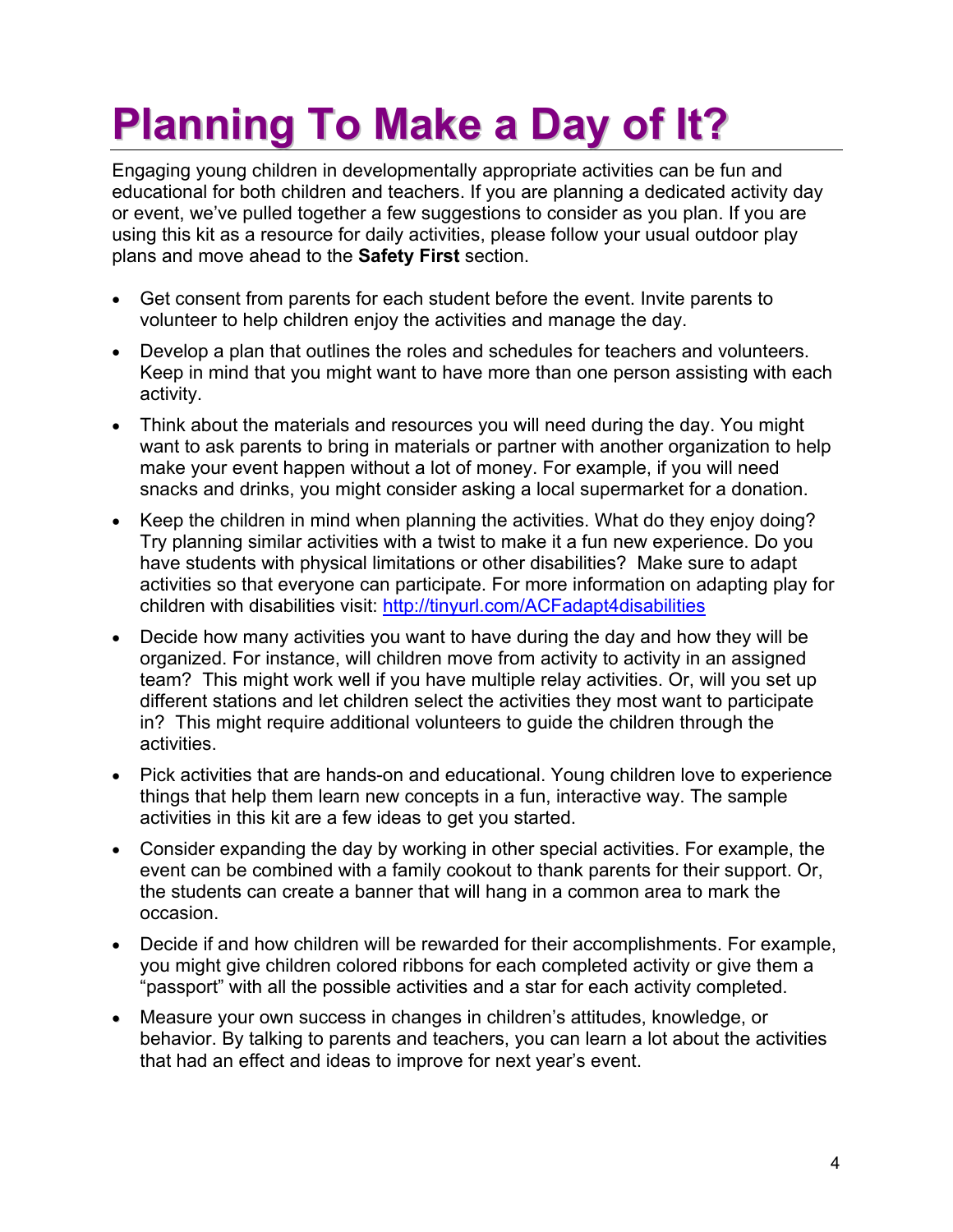# Planning To Make a Day of It?

Engaging young children in developmentally appropriate activities can be fun and educational for both children and teachers. If you are planning a dedicated activity day or event, we've pulled together a few suggestions to consider as you plan. If you are using this kit as a resource for daily activities, please follow your usual outdoor play plans and move ahead to the **Safety First** section.

- Get consent from parents for each student before the event. Invite parents to volunteer to help children enjoy the activities and manage the day.
- Develop a plan that outlines the roles and schedules for teachers and volunteers. Keep in mind that you might want to have more than one person assisting with each activity.
- Think about the materials and resources you will need during the day. You might want to ask parents to bring in materials or partner with another organization to help make your event happen without a lot of money. For example, if you will need snacks and drinks, you might consider asking a local supermarket for a donation.
- Keep the children in mind when planning the activities. What do they enjoy doing? Try planning similar activities with a twist to make it a fun new experience. Do you have students with physical limitations or other disabilities? Make sure to adapt activities so that everyone can participate. For more information on adapting play for children with disabilities visit: [http://tinyurl.com/ACFadapt4disabilities](http://tinyurl.com/ACFadapt4disabilities)
- Decide how many activities you want to have during the day and how they will be organized. For instance, will children move from activity to activity in an assigned team? This might work well if you have multiple relay activities. Or, will you set up different stations and let children select the activities they most want to participate in? This might require additional volunteers to guide the children through the activities.
- Pick activities that are hands-on and educational. Young children love to experience things that help them learn new concepts in a fun, interactive way. The sample activities in this kit are a few ideas to get you started.
- Consider expanding the day by working in other special activities. For example, the event can be combined with a family cookout to thank parents for their support. Or, the students can create a banner that will hang in a common area to mark the occasion.
- Decide if and how children will be rewarded for their accomplishments. For example, you might give children colored ribbons for each completed activity or give them a "passport" with all the possible activities and a star for each activity completed.
- Measure your own success in changes in children's attitudes, knowledge, or behavior. By talking to parents and teachers, you can learn a lot about the activities that had an effect and ideas to improve for next year's event.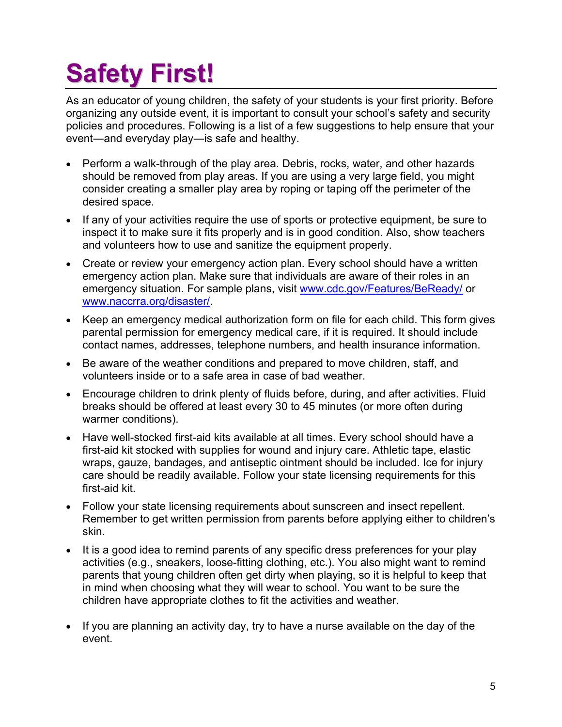# Safety First!

As an educator of young children, the safety of your students is your first priority. Before organizing any outside event, it is important to consult your school's safety and security policies and procedures. Following is a list of a few suggestions to help ensure that your event—and everyday play—is safe and healthy.

- Perform a walk-through of the play area. Debris, rocks, water, and other hazards should be removed from play areas. If you are using a very large field, you might consider creating a smaller play area by roping or taping off the perimeter of the desired space.
- If any of your activities require the use of sports or protective equipment, be sure to inspect it to make sure it fits properly and is in good condition. Also, show teachers and volunteers how to use and sanitize the equipment properly.
- Create or review your emergency action plan. Every school should have a written emergency action plan. Make sure that individuals are aware of their roles in an emergency situation. For sample plans, visit [www.cdc.gov/Features/BeReady/](http://www.cdc.gov/Features/BeReady/) or [www.naccrra.org/disaster/](http://www.naccrra.org/disaster/).
- Keep an emergency medical authorization form on file for each child. This form gives parental permission for emergency medical care, if it is required. It should include contact names, addresses, telephone numbers, and health insurance information.
- Be aware of the weather conditions and prepared to move children, staff, and volunteers inside or to a safe area in case of bad weather.
- Encourage children to drink plenty of fluids before, during, and after activities. Fluid breaks should be offered at least every 30 to 45 minutes (or more often during warmer conditions).
- Have well-stocked first-aid kits available at all times. Every school should have a first-aid kit stocked with supplies for wound and injury care. Athletic tape, elastic wraps, gauze, bandages, and antiseptic ointment should be included. Ice for injury care should be readily available. Follow your state licensing requirements for this first-aid kit.
- Follow your state licensing requirements about sunscreen and insect repellent. Remember to get written permission from parents before applying either to children's skin.
- It is a good idea to remind parents of any specific dress preferences for your play activities (e.g., sneakers, loose-fitting clothing, etc.). You also might want to remind parents that young children often get dirty when playing, so it is helpful to keep that in mind when choosing what they will wear to school. You want to be sure the children have appropriate clothes to fit the activities and weather.
- If you are planning an activity day, try to have a nurse available on the day of the event.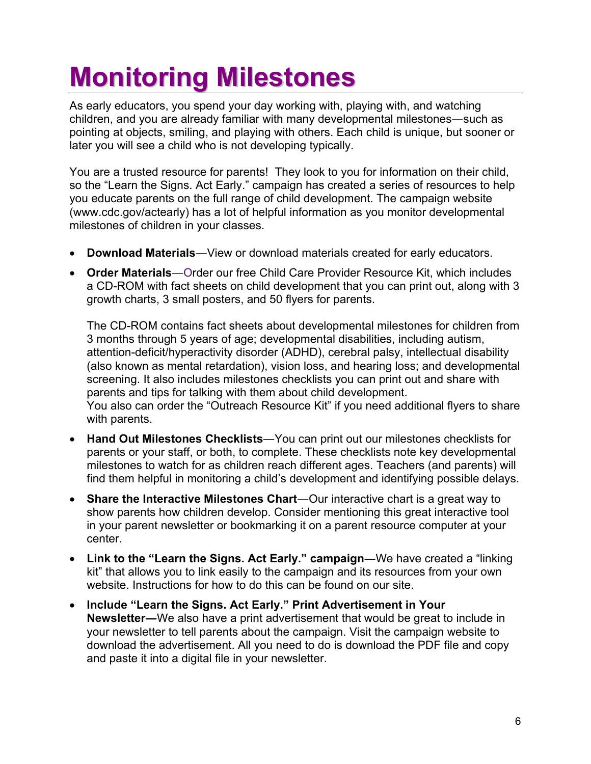# Monitoring Milestones

As early educators, you spend your day working with, playing with, and watching children, and you are already familiar with many developmental milestones—such as pointing at objects, smiling, and playing with others. Each child is unique, but sooner or later you will see a child who is not developing typically.

You are a trusted resource for parents! They look to you for information on their child, so the "Learn the Signs. Act Early." campaign has created a series of resources to help you educate parents on the full range of child development. The campaign website (www.cdc.gov/actearly) has a lot of helpful information as you monitor developmental milestones of children in your classes.

- **Download Materials**—View or download materials created for early educators.
- **Order Materials**—Order our free Child Care Provider Resource Kit, which includes a CD-ROM with fact sheets on child development that you can print out, along with 3 growth charts, 3 small posters, and 50 flyers for parents.

  The CD-ROM contains fact sheets about developmental milestones for children from 3 months through 5 years of age; developmental disabilities, including autism, attention-deficit/hyperactivity disorder (ADHD), cerebral palsy, intellectual disability (also known as mental retardation), vision loss, and hearing loss; and developmental screening. It also includes milestones checklists you can print out and share with parents and tips for talking with them about child development.
  You also can order the "Outreach Resource Kit" if you need additional flyers to share with parents.
- **Hand Out Milestones Checklists**—You can print out our milestones checklists for parents or your staff, or both, to complete. These checklists note key developmental milestones to watch for as children reach different ages. Teachers (and parents) will find them helpful in monitoring a child's development and identifying possible delays.
- **Share the Interactive Milestones Chart**—Our interactive chart is a great way to show parents how children develop. Consider mentioning this great interactive tool in your parent newsletter or bookmarking it on a parent resource computer at your center.
- **Link to the "Learn the Signs. Act Early." campaign**—We have created a "linking kit" that allows you to link easily to the campaign and its resources from your own website. Instructions for how to do this can be found on our site.
- **Include "Learn the Signs. Act Early." Print Advertisement in Your Newsletter—**We also have a print advertisement that would be great to include in your newsletter to tell parents about the campaign. Visit the campaign website to download the advertisement. All you need to do is download the PDF file and copy and paste it into a digital file in your newsletter.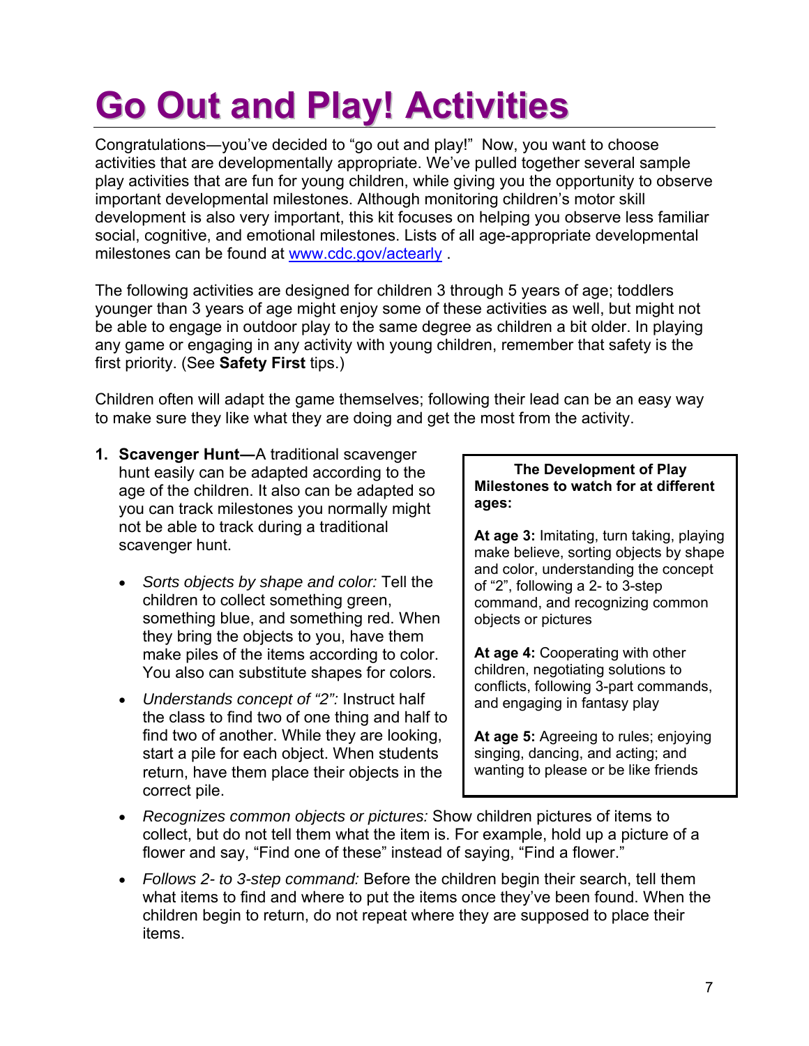# Go Out and Play! Activities

Congratulations—you've decided to "go out and play!" Now, you want to choose activities that are developmentally appropriate. We've pulled together several sample play activities that are fun for young children, while giving you the opportunity to observe important developmental milestones. Although monitoring children's motor skill development is also very important, this kit focuses on helping you observe less familiar social, cognitive, and emotional milestones. Lists of all age-appropriate developmental milestones can be found at [www.cdc.gov/actearly](http://www.cdc.gov/actearly) .

The following activities are designed for children 3 through 5 years of age; toddlers younger than 3 years of age might enjoy some of these activities as well, but might not be able to engage in outdoor play to the same degree as children a bit older. In playing any game or engaging in any activity with young children, remember that safety is the first priority. (See **Safety First** tips.)

Children often will adapt the game themselves; following their lead can be an easy way to make sure they like what they are doing and get the most from the activity.

> **The Development of Play**
> **Milestones to watch for at different ages:**
>
> **At age 3:** Imitating, turn taking, playing make believe, sorting objects by shape and color, understanding the concept of "2", following a 2- to 3-step command, and recognizing common objects or pictures
>
> **At age 4:** Cooperating with other children, negotiating solutions to conflicts, following 3-part commands, and engaging in fantasy play
>
> **At age 5:** Agreeing to rules; enjoying singing, dancing, and acting; and wanting to please or be like friends

1. **Scavenger Hunt—**A traditional scavenger hunt easily can be adapted according to the age of the children. It also can be adapted so you can track milestones you normally might not be able to track during a traditional scavenger hunt.

   - *Sorts objects by shape and color:* Tell the children to collect something green, something blue, and something red. When they bring the objects to you, have them make piles of the items according to color. You also can substitute shapes for colors.
   - *Understands concept of "2":* Instruct half the class to find two of one thing and half to find two of another. While they are looking, start a pile for each object. When students return, have them place their objects in the correct pile.
   - *Recognizes common objects or pictures:* Show children pictures of items to collect, but do not tell them what the item is. For example, hold up a picture of a flower and say, "Find one of these" instead of saying, "Find a flower."
   - *Follows 2- to 3-step command:* Before the children begin their search, tell them what items to find and where to put the items once they've been found. When the children begin to return, do not repeat where they are supposed to place their items.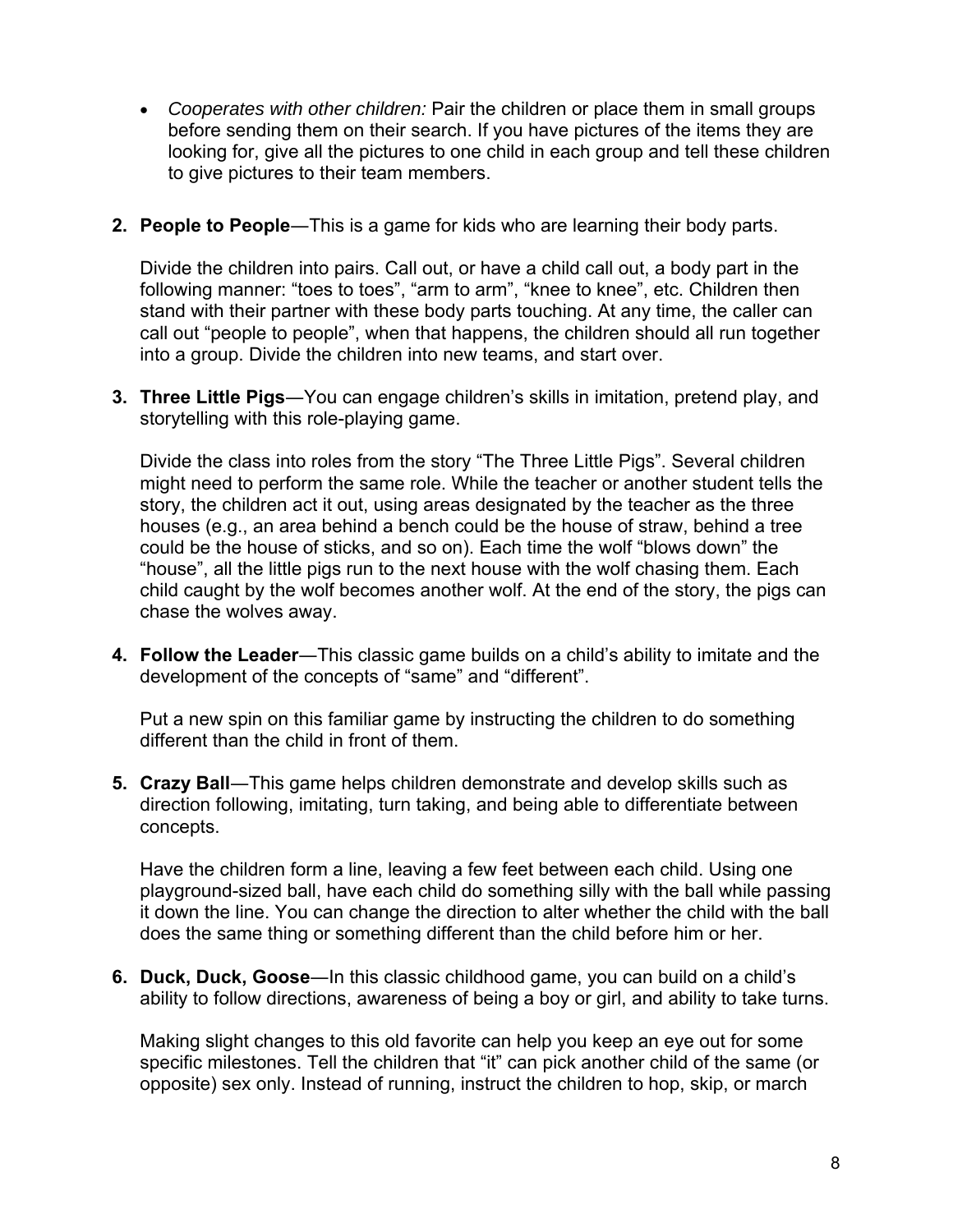- *Cooperates with other children:* Pair the children or place them in small groups before sending them on their search. If you have pictures of the items they are looking for, give all the pictures to one child in each group and tell these children to give pictures to their team members.

2. **People to People**—This is a game for kids who are learning their body parts.

   Divide the children into pairs. Call out, or have a child call out, a body part in the following manner: "toes to toes", "arm to arm", "knee to knee", etc. Children then stand with their partner with these body parts touching. At any time, the caller can call out "people to people", when that happens, the children should all run together into a group. Divide the children into new teams, and start over.

3. **Three Little Pigs**—You can engage children's skills in imitation, pretend play, and storytelling with this role-playing game.

   Divide the class into roles from the story "The Three Little Pigs". Several children might need to perform the same role. While the teacher or another student tells the story, the children act it out, using areas designated by the teacher as the three houses (e.g., an area behind a bench could be the house of straw, behind a tree could be the house of sticks, and so on). Each time the wolf "blows down" the "house", all the little pigs run to the next house with the wolf chasing them. Each child caught by the wolf becomes another wolf. At the end of the story, the pigs can chase the wolves away.

4. **Follow the Leader**—This classic game builds on a child's ability to imitate and the development of the concepts of "same" and "different".

   Put a new spin on this familiar game by instructing the children to do something different than the child in front of them.

5. **Crazy Ball**—This game helps children demonstrate and develop skills such as direction following, imitating, turn taking, and being able to differentiate between concepts.

   Have the children form a line, leaving a few feet between each child. Using one playground-sized ball, have each child do something silly with the ball while passing it down the line. You can change the direction to alter whether the child with the ball does the same thing or something different than the child before him or her.

6. **Duck, Duck, Goose**—In this classic childhood game, you can build on a child's ability to follow directions, awareness of being a boy or girl, and ability to take turns.

   Making slight changes to this old favorite can help you keep an eye out for some specific milestones. Tell the children that "it" can pick another child of the same (or opposite) sex only. Instead of running, instruct the children to hop, skip, or march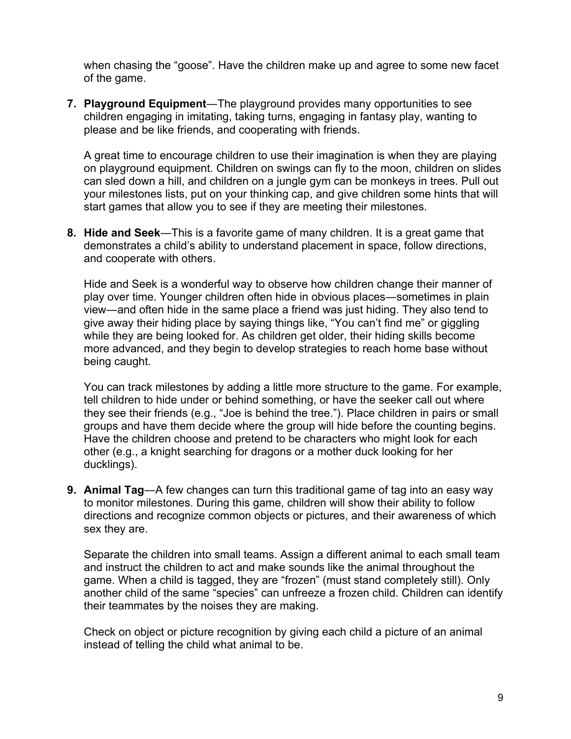when chasing the "goose". Have the children make up and agree to some new facet of the game.

7. **Playground Equipment**—The playground provides many opportunities to see children engaging in imitating, taking turns, engaging in fantasy play, wanting to please and be like friends, and cooperating with friends.

   A great time to encourage children to use their imagination is when they are playing on playground equipment. Children on swings can fly to the moon, children on slides can sled down a hill, and children on a jungle gym can be monkeys in trees. Pull out your milestones lists, put on your thinking cap, and give children some hints that will start games that allow you to see if they are meeting their milestones.

8. **Hide and Seek**—This is a favorite game of many children. It is a great game that demonstrates a child's ability to understand placement in space, follow directions, and cooperate with others.

   Hide and Seek is a wonderful way to observe how children change their manner of play over time. Younger children often hide in obvious places—sometimes in plain view—and often hide in the same place a friend was just hiding. They also tend to give away their hiding place by saying things like, "You can't find me" or giggling while they are being looked for. As children get older, their hiding skills become more advanced, and they begin to develop strategies to reach home base without being caught.

   You can track milestones by adding a little more structure to the game. For example, tell children to hide under or behind something, or have the seeker call out where they see their friends (e.g., "Joe is behind the tree."). Place children in pairs or small groups and have them decide where the group will hide before the counting begins. Have the children choose and pretend to be characters who might look for each other (e.g., a knight searching for dragons or a mother duck looking for her ducklings).

9. **Animal Tag**—A few changes can turn this traditional game of tag into an easy way to monitor milestones. During this game, children will show their ability to follow directions and recognize common objects or pictures, and their awareness of which sex they are.

   Separate the children into small teams. Assign a different animal to each small team and instruct the children to act and make sounds like the animal throughout the game. When a child is tagged, they are "frozen" (must stand completely still). Only another child of the same "species" can unfreeze a frozen child. Children can identify their teammates by the noises they are making.

   Check on object or picture recognition by giving each child a picture of an animal instead of telling the child what animal to be.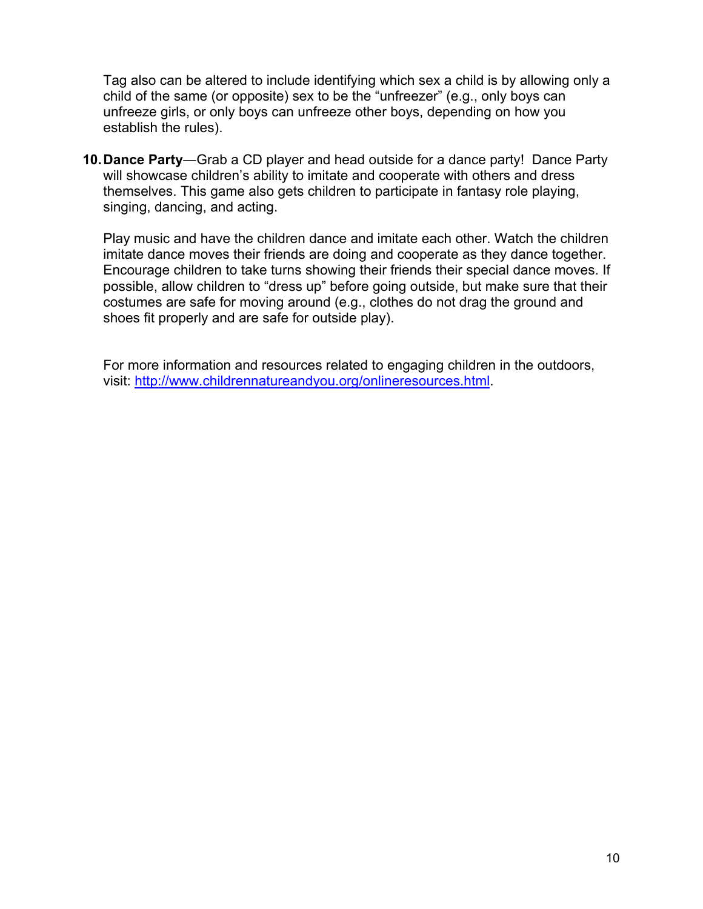Tag also can be altered to include identifying which sex a child is by allowing only a child of the same (or opposite) sex to be the "unfreezer" (e.g., only boys can unfreeze girls, or only boys can unfreeze other boys, depending on how you establish the rules).

10. **Dance Party**—Grab a CD player and head outside for a dance party! Dance Party will showcase children's ability to imitate and cooperate with others and dress themselves. This game also gets children to participate in fantasy role playing, singing, dancing, and acting.

    Play music and have the children dance and imitate each other. Watch the children imitate dance moves their friends are doing and cooperate as they dance together. Encourage children to take turns showing their friends their special dance moves. If possible, allow children to "dress up" before going outside, but make sure that their costumes are safe for moving around (e.g., clothes do not drag the ground and shoes fit properly and are safe for outside play).

For more information and resources related to engaging children in the outdoors, visit: [http://www.childrennatureandyou.org/onlineresources.html](http://www.childrennatureandyou.org/onlineresources.html).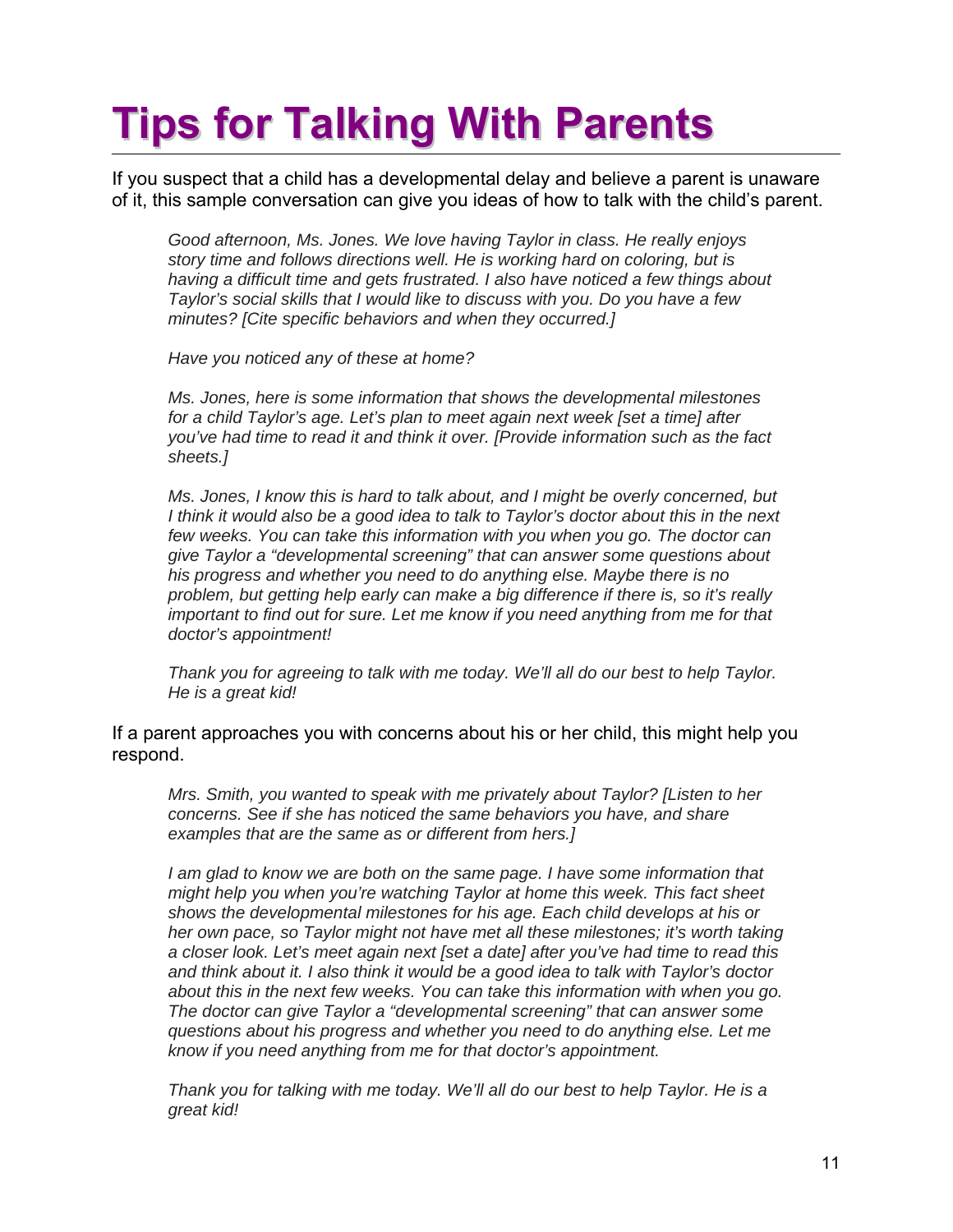# Tips for Talking With Parents

If you suspect that a child has a developmental delay and believe a parent is unaware of it, this sample conversation can give you ideas of how to talk with the child's parent.

> *Good afternoon, Ms. Jones. We love having Taylor in class. He really enjoys story time and follows directions well. He is working hard on coloring, but is having a difficult time and gets frustrated. I also have noticed a few things about Taylor's social skills that I would like to discuss with you. Do you have a few minutes? [Cite specific behaviors and when they occurred.]*
>
> *Have you noticed any of these at home?*
>
> *Ms. Jones, here is some information that shows the developmental milestones for a child Taylor's age. Let's plan to meet again next week [set a time] after you've had time to read it and think it over. [Provide information such as the fact sheets.]*
>
> *Ms. Jones, I know this is hard to talk about, and I might be overly concerned, but I think it would also be a good idea to talk to Taylor's doctor about this in the next few weeks. You can take this information with you when you go. The doctor can give Taylor a "developmental screening" that can answer some questions about his progress and whether you need to do anything else. Maybe there is no problem, but getting help early can make a big difference if there is, so it's really important to find out for sure. Let me know if you need anything from me for that doctor's appointment!*
>
> *Thank you for agreeing to talk with me today. We'll all do our best to help Taylor. He is a great kid!*

If a parent approaches you with concerns about his or her child, this might help you respond.

> *Mrs. Smith, you wanted to speak with me privately about Taylor? [Listen to her concerns. See if she has noticed the same behaviors you have, and share examples that are the same as or different from hers.]*
>
> *I am glad to know we are both on the same page. I have some information that might help you when you're watching Taylor at home this week. This fact sheet shows the developmental milestones for his age. Each child develops at his or her own pace, so Taylor might not have met all these milestones; it's worth taking a closer look. Let's meet again next [set a date] after you've had time to read this and think about it. I also think it would be a good idea to talk with Taylor's doctor about this in the next few weeks. You can take this information with when you go. The doctor can give Taylor a "developmental screening" that can answer some questions about his progress and whether you need to do anything else. Let me know if you need anything from me for that doctor's appointment.*
>
> *Thank you for talking with me today. We'll all do our best to help Taylor. He is a great kid!*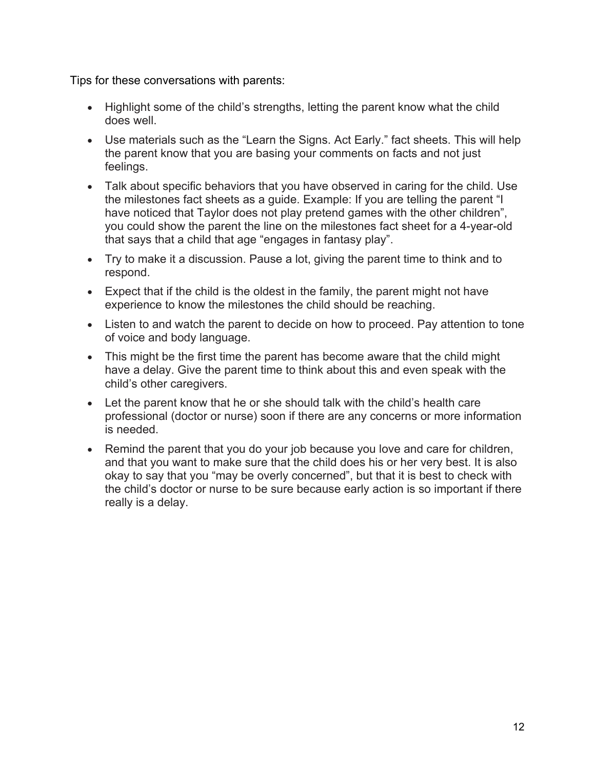Tips for these conversations with parents:

- Highlight some of the child's strengths, letting the parent know what the child does well.
- Use materials such as the "Learn the Signs. Act Early." fact sheets. This will help the parent know that you are basing your comments on facts and not just feelings.
- Talk about specific behaviors that you have observed in caring for the child. Use the milestones fact sheets as a guide. Example: If you are telling the parent "I have noticed that Taylor does not play pretend games with the other children", you could show the parent the line on the milestones fact sheet for a 4-year-old that says that a child that age "engages in fantasy play".
- Try to make it a discussion. Pause a lot, giving the parent time to think and to respond.
- Expect that if the child is the oldest in the family, the parent might not have experience to know the milestones the child should be reaching.
- Listen to and watch the parent to decide on how to proceed. Pay attention to tone of voice and body language.
- This might be the first time the parent has become aware that the child might have a delay. Give the parent time to think about this and even speak with the child's other caregivers.
- Let the parent know that he or she should talk with the child's health care professional (doctor or nurse) soon if there are any concerns or more information is needed.
- Remind the parent that you do your job because you love and care for children, and that you want to make sure that the child does his or her very best. It is also okay to say that you "may be overly concerned", but that it is best to check with the child's doctor or nurse to be sure because early action is so important if there really is a delay.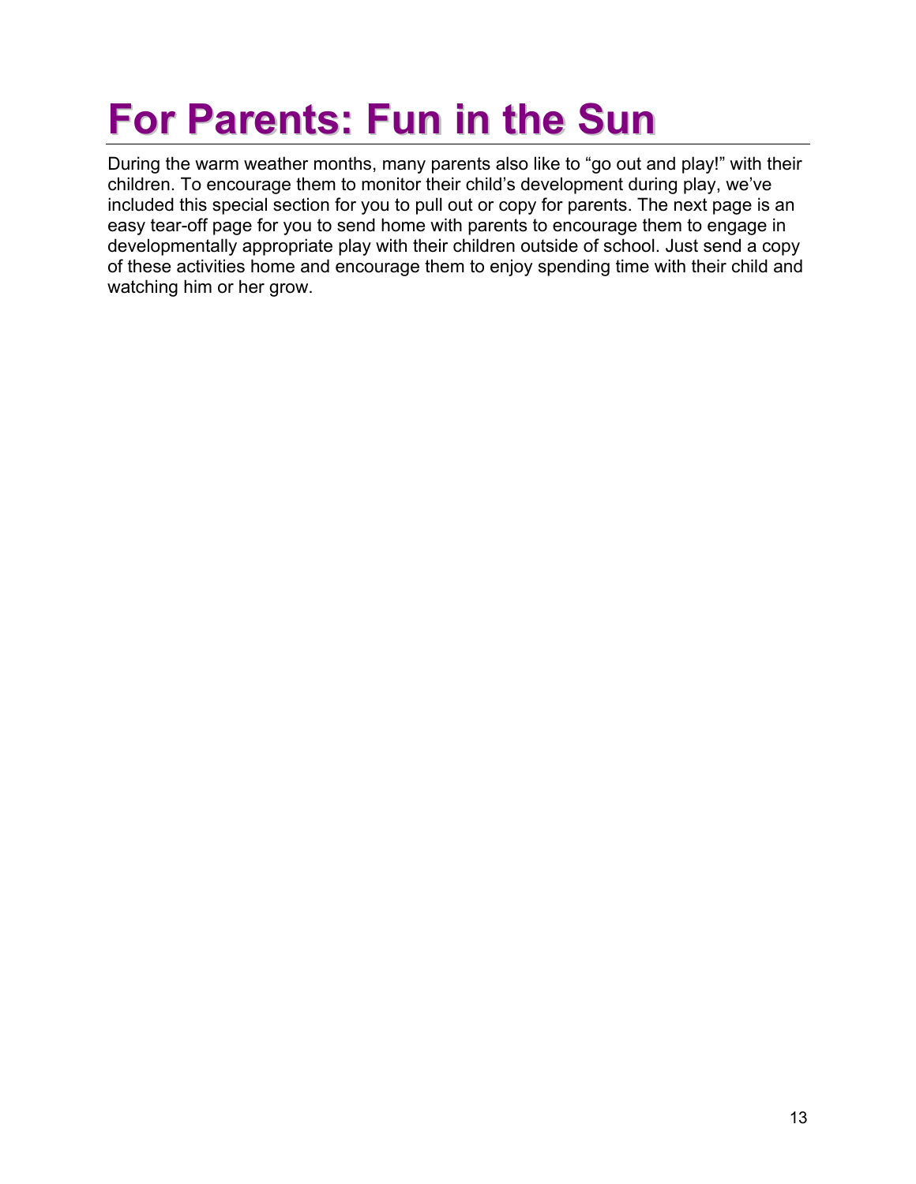# For Parents: Fun in the Sun

During the warm weather months, many parents also like to “go out and play!” with their children. To encourage them to monitor their child’s development during play, we’ve included this special section for you to pull out or copy for parents. The next page is an easy tear-off page for you to send home with parents to encourage them to engage in developmentally appropriate play with their children outside of school. Just send a copy of these activities home and encourage them to enjoy spending time with their child and watching him or her grow.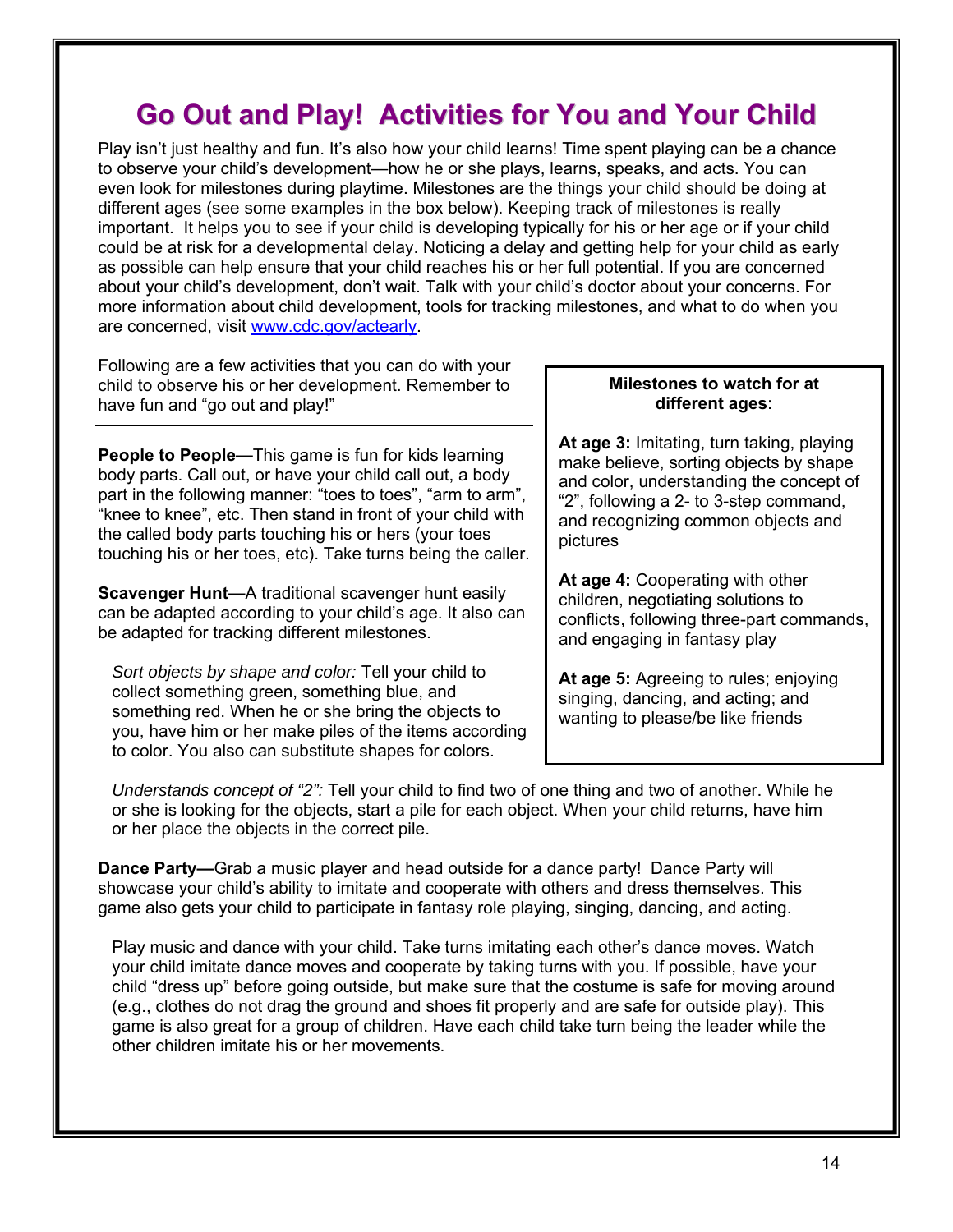# Go Out and Play! Activities for You and Your Child

Play isn't just healthy and fun. It's also how your child learns! Time spent playing can be a chance to observe your child's development—how he or she plays, learns, speaks, and acts. You can even look for milestones during playtime. Milestones are the things your child should be doing at different ages (see some examples in the box below). Keeping track of milestones is really important. It helps you to see if your child is developing typically for his or her age or if your child could be at risk for a developmental delay. Noticing a delay and getting help for your child as early as possible can help ensure that your child reaches his or her full potential. If you are concerned about your child's development, don't wait. Talk with your child's doctor about your concerns. For more information about child development, tools for tracking milestones, and what to do when you are concerned, visit [www.cdc.gov/actearly](www.cdc.gov/actearly).

Following are a few activities that you can do with your child to observe his or her development. Remember to have fun and "go out and play!"

**Milestones to watch for at different ages:**

**At age 3:** Imitating, turn taking, playing make believe, sorting objects by shape and color, understanding the concept of "2", following a 2- to 3-step command, and recognizing common objects and pictures

**At age 4:** Cooperating with other children, negotiating solutions to conflicts, following three-part commands, and engaging in fantasy play

**At age 5:** Agreeing to rules; enjoying singing, dancing, and acting; and wanting to please/be like friends

---

**People to People—**This game is fun for kids learning body parts. Call out, or have your child call out, a body part in the following manner: "toes to toes", "arm to arm", "knee to knee", etc. Then stand in front of your child with the called body parts touching his or hers (your toes touching his or her toes, etc). Take turns being the caller.

**Scavenger Hunt—**A traditional scavenger hunt easily can be adapted according to your child's age. It also can be adapted for tracking different milestones.

*Sort objects by shape and color:* Tell your child to collect something green, something blue, and something red. When he or she bring the objects to you, have him or her make piles of the items according to color. You also can substitute shapes for colors.

*Understands concept of "2":* Tell your child to find two of one thing and two of another. While he or she is looking for the objects, start a pile for each object. When your child returns, have him or her place the objects in the correct pile.

**Dance Party—**Grab a music player and head outside for a dance party! Dance Party will showcase your child's ability to imitate and cooperate with others and dress themselves. This game also gets your child to participate in fantasy role playing, singing, dancing, and acting.

Play music and dance with your child. Take turns imitating each other's dance moves. Watch your child imitate dance moves and cooperate by taking turns with you. If possible, have your child "dress up" before going outside, but make sure that the costume is safe for moving around (e.g., clothes do not drag the ground and shoes fit properly and are safe for outside play). This game is also great for a group of children. Have each child take turn being the leader while the other children imitate his or her movements.